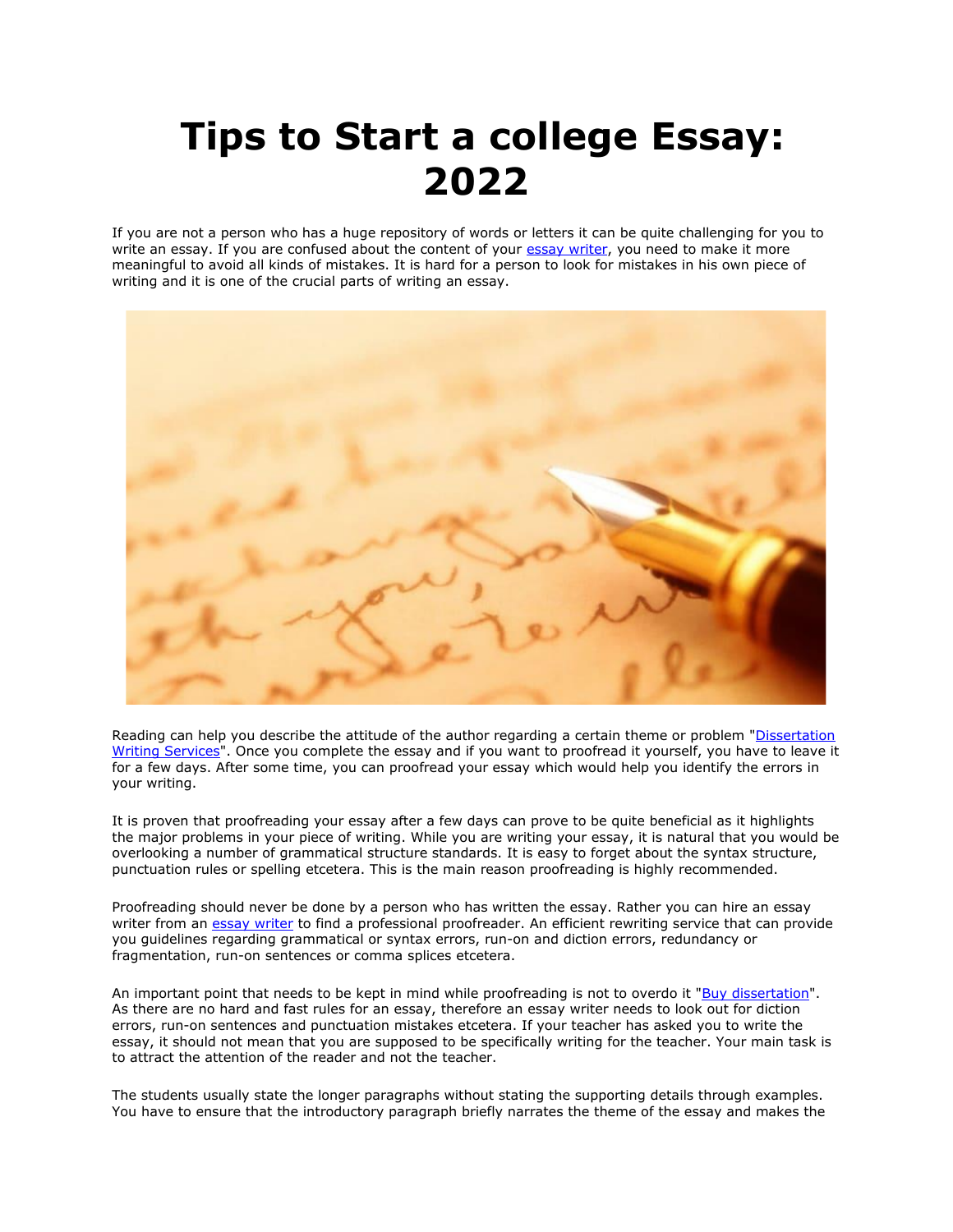# Tips to Start a college Essay: 2022

If you are not a person who has a huge repository of words or letters it can be quite challenging for you to write an essay. If you are confused about the content of your essay writer, you need to make it more meaningful to avoid all kinds of mistakes. It is hard for a person to look for mistakes in his own piece of writing and it is one of the crucial parts of writing an essay.

Reading can help you describe the attitude of the author regarding a certain theme or problem "Dissertation Writing Services". Once you complete the essay and if you want to proofread it yourself, you have to leave it for a few days. After some time, you can proofread your essay which would help you identify the errors in your writing.

It is proven that proofreading your essay after a few days can prove to be quite beneficial as it highlights the major problems in your piece of writing. While you are writing your essay, it is natural that you would be overlooking a number of grammatical structure standards. It is easy to forget about the syntax structure, punctuation rules or spelling etcetera. This is the main reason proofreading is highly recommended.

Proofreading should never be done by a person who has written the essay. Rather you can hire an essay writer from an essay writer to find a professional proofreader. An efficient rewriting service that can provide you guidelines regarding grammatical or syntax errors, run-on and diction errors, redundancy or fragmentation, run-on sentences or comma splices etcetera.

An important point that needs to be kept in mind while proofreading is not to overdo it "Buy dissertation". As there are no hard and fast rules for an essay, therefore an essay writer needs to look out for diction errors, run-on sentences and punctuation mistakes etcetera. If your teacher has asked you to write the essay, it should not mean that you are supposed to be specifically writing for the teacher. Your main task is to attract the attention of the reader and not the teacher.

The students usually state the longer paragraphs without stating the supporting details through examples. You have to ensure that the introductory paragraph briefly narrates the theme of the essay and makes the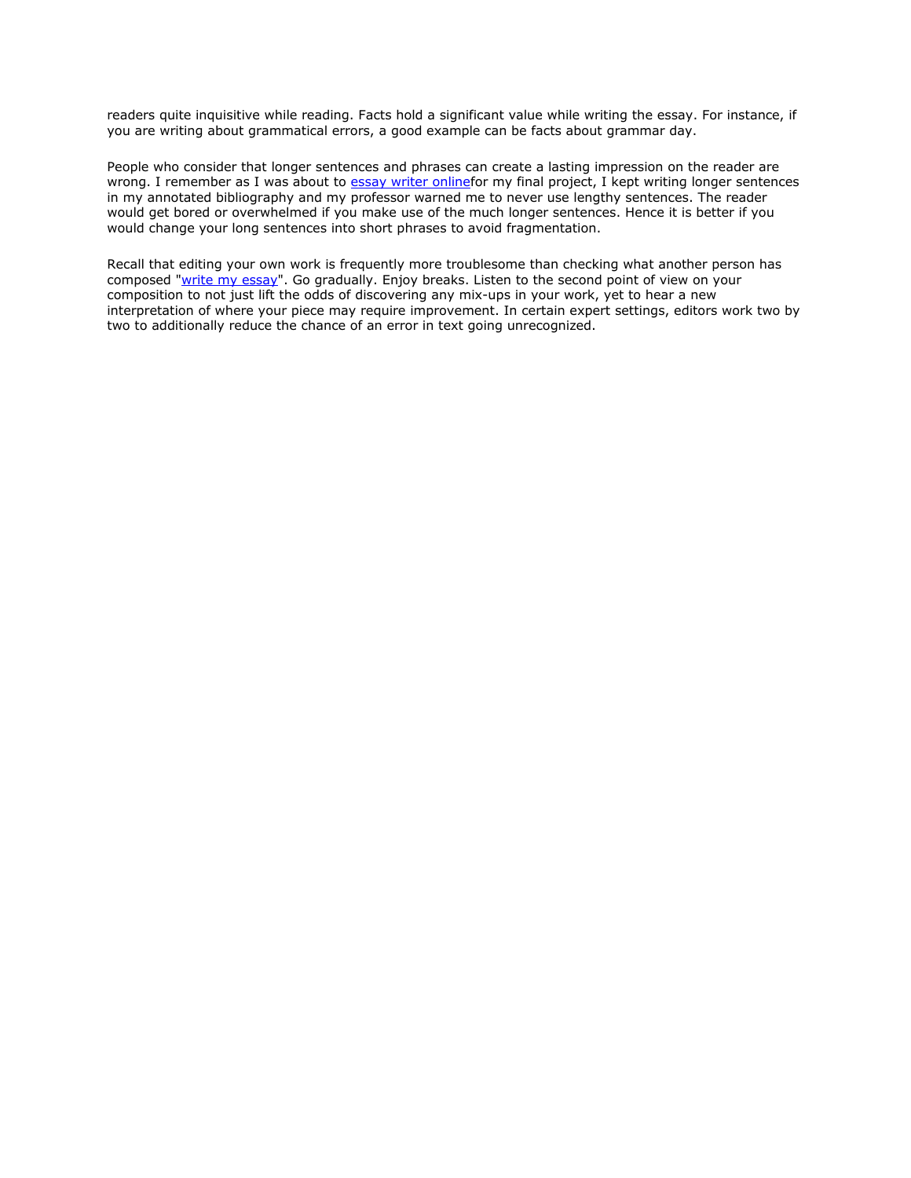readers quite inquisitive while reading. Facts hold a significant value while writing the essay. For instance, if you are writing about grammatical errors, a good example can be facts about grammar day.

People who consider that longer sentences and phrases can create a lasting impression on the reader are wrong. I remember as I was about to essay writer onlinefor my final project, I kept writing longer sentences in my annotated bibliography and my professor warned me to never use lengthy sentences. The reader would get bored or overwhelmed if you make use of the much longer sentences. Hence it is better if you would change your long sentences into short phrases to avoid fragmentation.

Recall that editing your own work is frequently more troublesome than checking what another person has composed "write my essay". Go gradually. Enjoy breaks. Listen to the second point of view on your composition to not just lift the odds of discovering any mix-ups in your work, yet to hear a new interpretation of where your piece may require improvement. In certain expert settings, editors work two by two to additionally reduce the chance of an error in text going unrecognized.